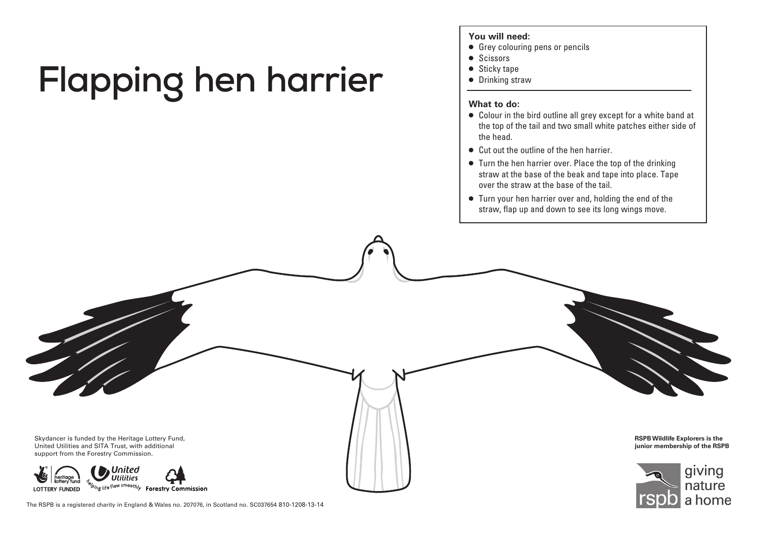# Flapping hen harrier

**You will need:**

- Grey colouring pens or pencils
- Scissors
- Sticky tape
- Drinking straw

**What to do:**

- Colour in the bird outline all grey except for a white band at the top of the tail and two small white patches either side of the head.
- Cut out the outline of the hen harrier.
- Turn the hen harrier over. Place the top of the drinking straw at the base of the beak and tape into place. Tape over the straw at the base of the tail.
- Turn your hen harrier over and, holding the end of the straw, flap up and down to see its long wings move.

Skydancer is funded by the Heritage Lottery Fund, United Utilities and SITA Trust, with additional support from the Forestry Commission.

LOTTERY FUNDED heritage lottery fund United Utilities helping life flow smoothly Forestry Commission

**RSPB Wildlife Explorers is the junior membership of the RSPB**

rspb giving nature a home

The RSPB is a registered charity in England & Wales no. 207076, in Scotland no. SC037654 810-1208-13-14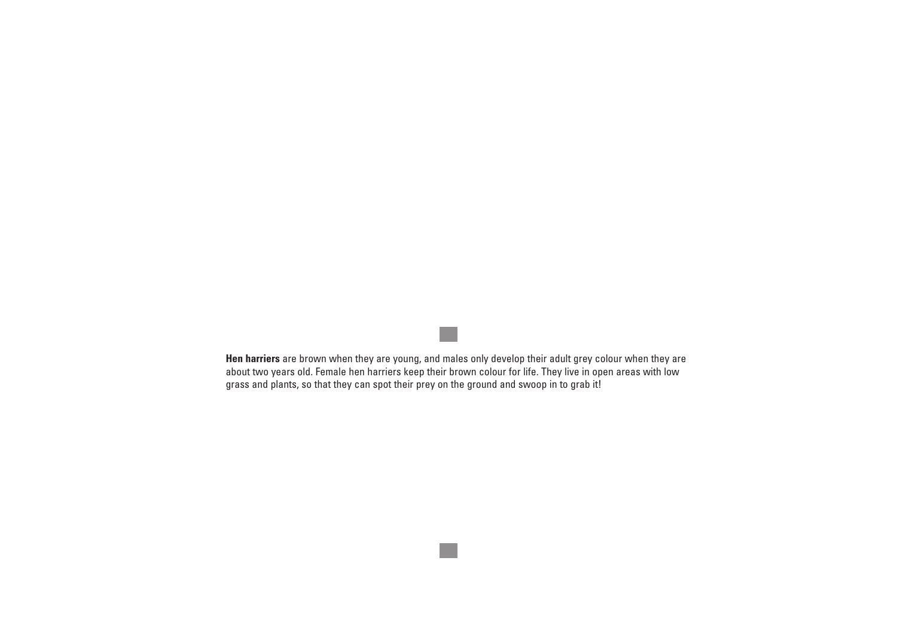**Hen harriers** are brown when they are young, and males only develop their adult grey colour when they are about two years old. Female hen harriers keep their brown colour for life. They live in open areas with low grass and plants, so that they can spot their prey on the ground and swoop in to grab it!